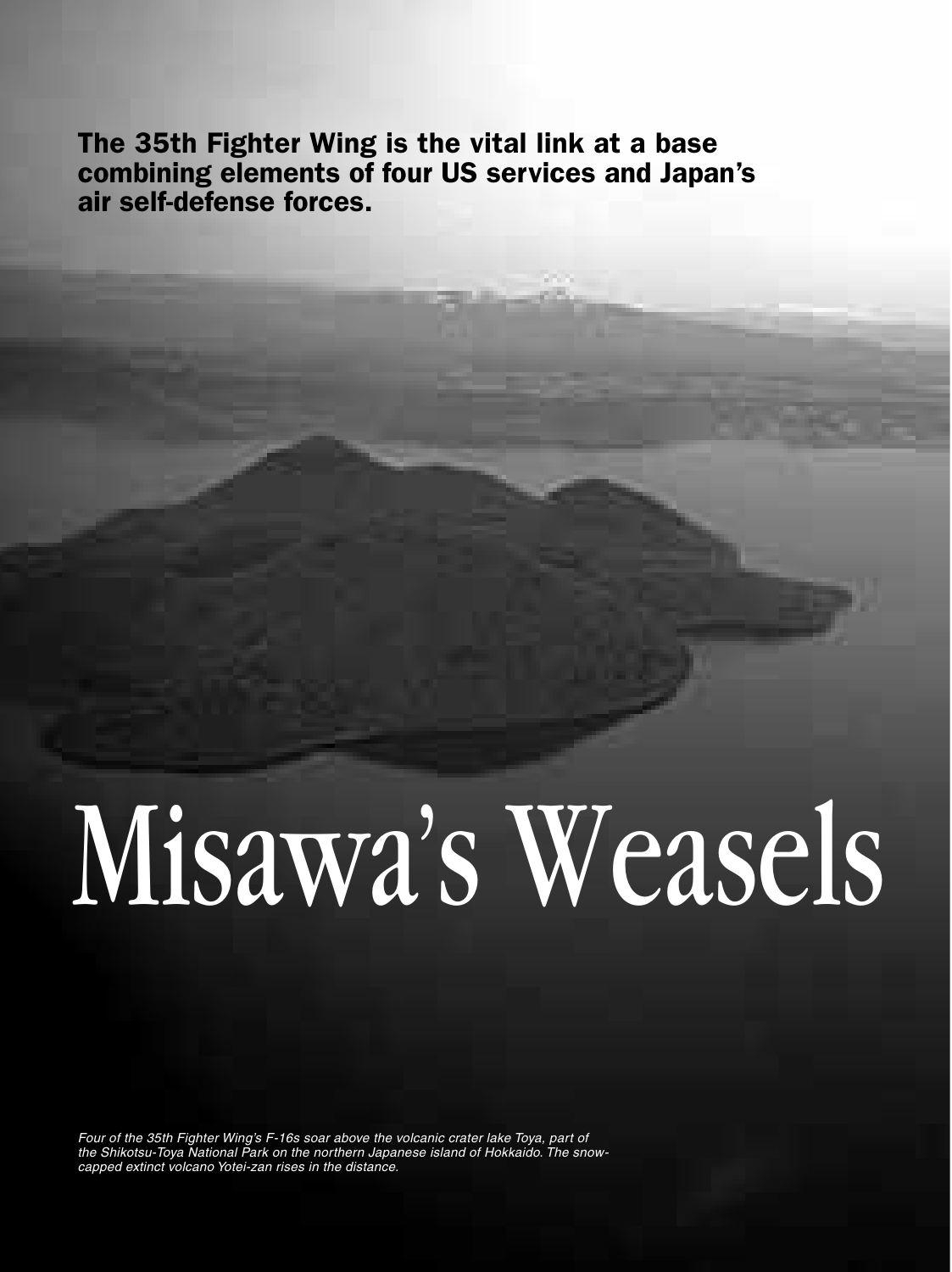**The 35th Fighter Wing is the vital link at a base combining elements of four US services and Japan's air self-defense forces.**

# Misawa's Weasels

*Four of the 35th Fighter Wing's F-16s soar above the volcanic crater lake Toya, part of the Shikotsu-Toya National Park on the northern Japanese island of Hokkaido. The snow-capped extinct volcano Yotei-zan rises in the distance.*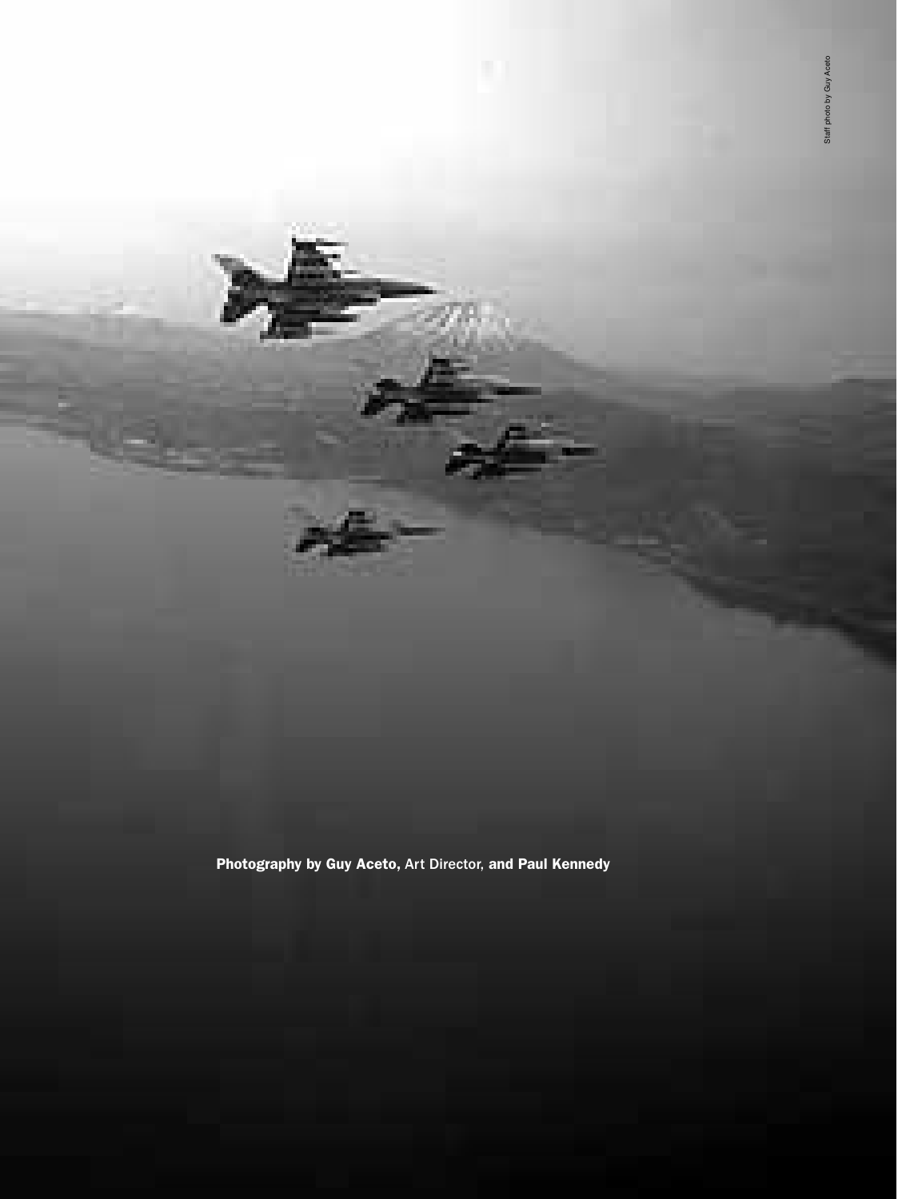Staff photo by Guy Aceto

**Photography by Guy Aceto,** Art Director, **and Paul Kennedy**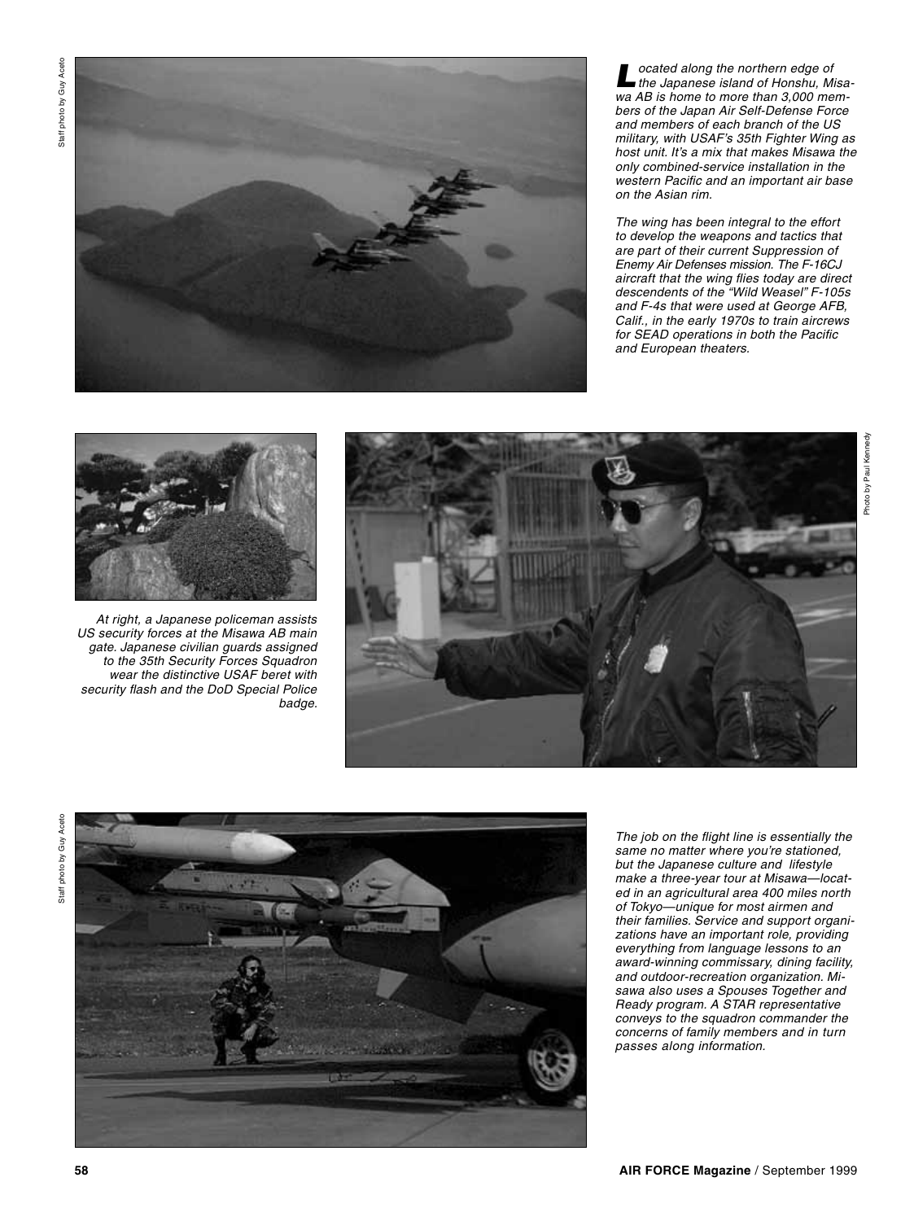Located along the northern edge of the Japanese island of Honshu, Misawa AB is home to more than 3,000 members of the Japan Air Self-Defense Force and members of each branch of the US military, with USAF's 35th Fighter Wing as host unit. It's a mix that makes Misawa the only combined-service installation in the western Pacific and an important air base on the Asian rim.

The wing has been integral to the effort to develop the weapons and tactics that are part of their current Suppression of Enemy Air Defenses mission. The F-16CJ aircraft that the wing flies today are direct descendents of the "Wild Weasel" F-105s and F-4s that were used at George AFB, Calif., in the early 1970s to train aircrews for SEAD operations in both the Pacific and European theaters.

At right, a Japanese policeman assists US security forces at the Misawa AB main gate. Japanese civilian guards assigned to the 35th Security Forces Squadron wear the distinctive USAF beret with security flash and the DoD Special Police badge.

The job on the flight line is essentially the same no matter where you're stationed, but the Japanese culture and lifestyle make a three-year tour at Misawa—located in an agricultural area 400 miles north of Tokyo—unique for most airmen and their families. Service and support organizations have an important role, providing everything from language lessons to an award-winning commissary, dining facility, and outdoor-recreation organization. Misawa also uses a Spouses Together and Ready program. A STAR representative conveys to the squadron commander the concerns of family members and in turn passes along information.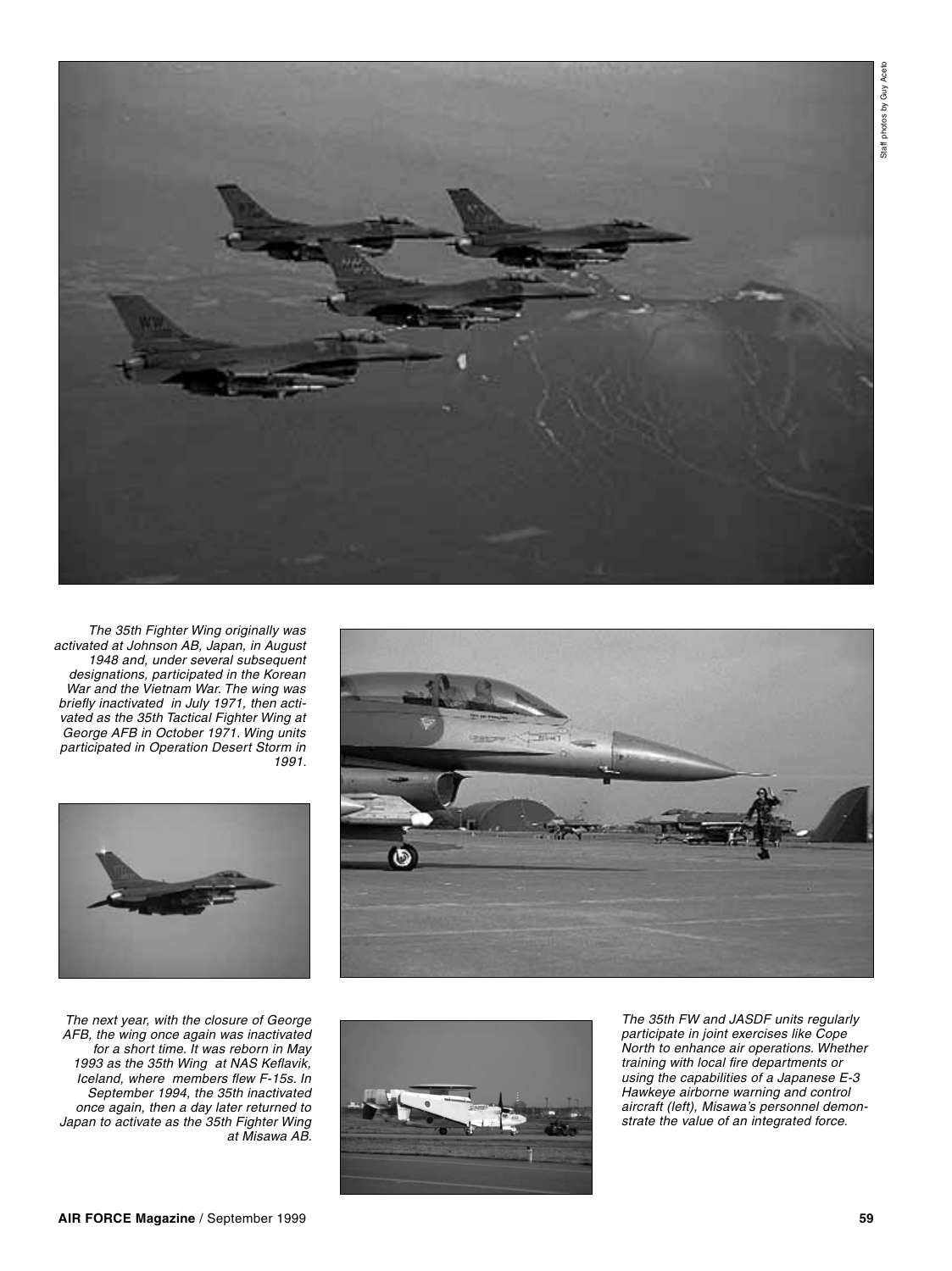Staff photos by Guy Aceto

*The 35th Fighter Wing originally was activated at Johnson AB, Japan, in August 1948 and, under several subsequent designations, participated in the Korean War and the Vietnam War. The wing was briefly inactivated in July 1971, then activated as the 35th Tactical Fighter Wing at George AFB in October 1971. Wing units participated in Operation Desert Storm in 1991.*

*The next year, with the closure of George AFB, the wing once again was inactivated for a short time. It was reborn in May 1993 as the 35th Wing at NAS Keflavik, Iceland, where members flew F-15s. In September 1994, the 35th inactivated once again, then a day later returned to Japan to activate as the 35th Fighter Wing at Misawa AB.*

*The 35th FW and JASDF units regularly participate in joint exercises like Cope North to enhance air operations. Whether training with local fire departments or using the capabilities of a Japanese E-3 Hawkeye airborne warning and control aircraft (left), Misawa's personnel demonstrate the value of an integrated force.*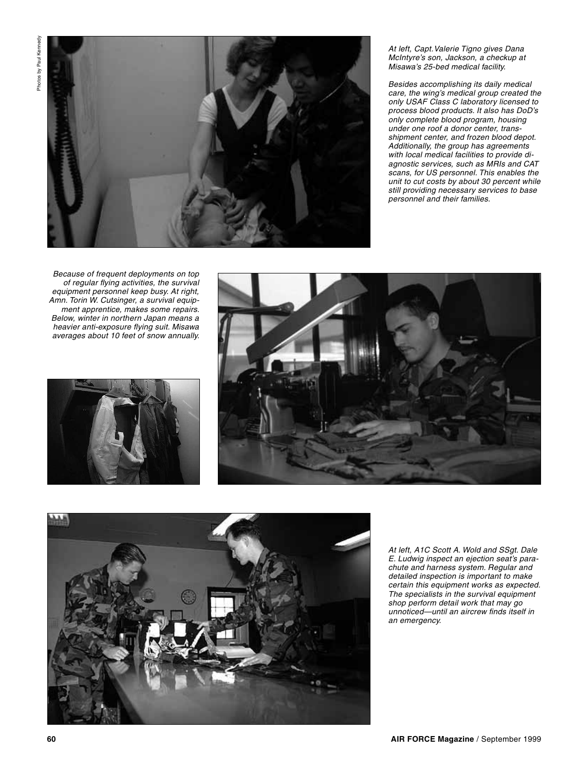Photos by Paul Kennedy

*At left, Capt. Valerie Tigno gives Dana McIntyre's son, Jackson, a checkup at Misawa's 25-bed medical facility.*

*Besides accomplishing its daily medical care, the wing's medical group created the only USAF Class C laboratory licensed to process blood products. It also has DoD's only complete blood program, housing under one roof a donor center, transshipment center, and frozen blood depot. Additionally, the group has agreements with local medical facilities to provide diagnostic services, such as MRIs and CAT scans, for US personnel. This enables the unit to cut costs by about 30 percent while still providing necessary services to base personnel and their families.*

*Because of frequent deployments on top of regular flying activities, the survival equipment personnel keep busy. At right, Amn. Torin W. Cutsinger, a survival equipment apprentice, makes some repairs. Below, winter in northern Japan means a heavier anti-exposure flying suit. Misawa averages about 10 feet of snow annually.*

*At left, A1C Scott A. Wold and SSgt. Dale E. Ludwig inspect an ejection seat's parachute and harness system. Regular and detailed inspection is important to make certain this equipment works as expected. The specialists in the survival equipment shop perform detail work that may go unnoticed—until an aircrew finds itself in an emergency.*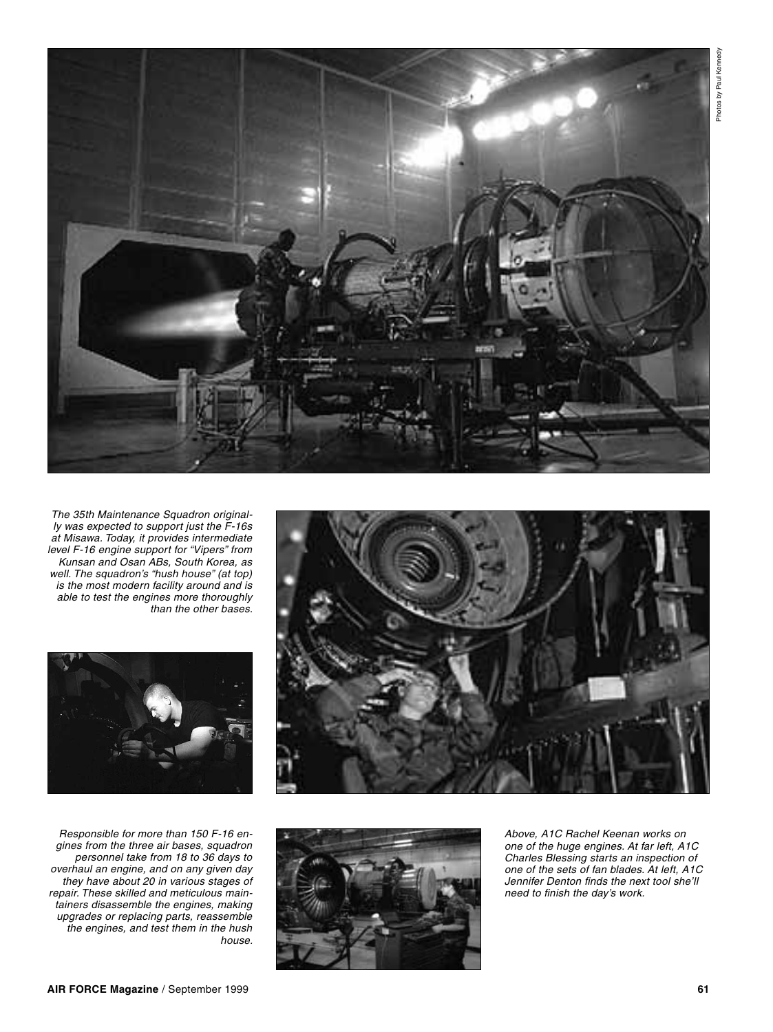Photos by Paul Kennedy

The 35th Maintenance Squadron originally was expected to support just the F-16s at Misawa. Today, it provides intermediate level F-16 engine support for "Vipers" from Kunsan and Osan ABs, South Korea, as well. The squadron's "hush house" (at top) is the most modern facility around and is able to test the engines more thoroughly than the other bases.

Responsible for more than 150 F-16 engines from the three air bases, squadron personnel take from 18 to 36 days to overhaul an engine, and on any given day they have about 20 in various stages of repair. These skilled and meticulous maintainers disassemble the engines, making upgrades or replacing parts, reassemble the engines, and test them in the hush house.

Above, A1C Rachel Keenan works on one of the huge engines. At far left, A1C Charles Blessing starts an inspection of one of the sets of fan blades. At left, A1C Jennifer Denton finds the next tool she'll need to finish the day's work.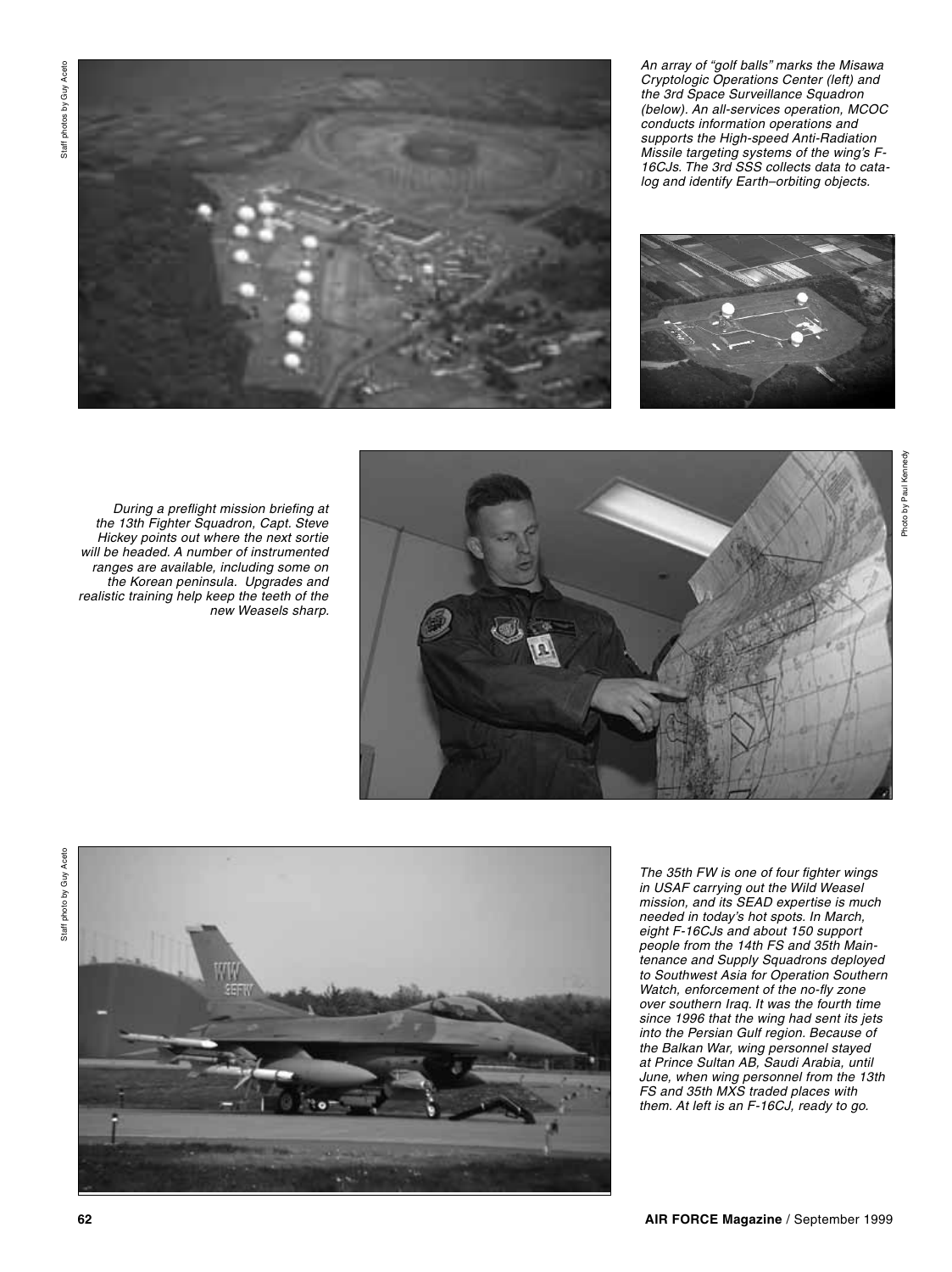*An array of "golf balls" marks the Misawa Cryptologic Operations Center (left) and the 3rd Space Surveillance Squadron (below). An all-services operation, MCOC conducts information operations and supports the High-speed Anti-Radiation Missile targeting systems of the wing's F-16CJs. The 3rd SSS collects data to catalog and identify Earth–orbiting objects.*

Staff photos by Guy Aceto

*During a preflight mission briefing at the 13th Fighter Squadron, Capt. Steve Hickey points out where the next sortie will be headed. A number of instrumented ranges are available, including some on the Korean peninsula. Upgrades and realistic training help keep the teeth of the new Weasels sharp.*

Photo by Paul Kennedy

*The 35th FW is one of four fighter wings in USAF carrying out the Wild Weasel mission, and its SEAD expertise is much needed in today's hot spots. In March, eight F-16CJs and about 150 support people from the 14th FS and 35th Maintenance and Supply Squadrons deployed to Southwest Asia for Operation Southern Watch, enforcement of the no-fly zone over southern Iraq. It was the fourth time since 1996 that the wing had sent its jets into the Persian Gulf region. Because of the Balkan War, wing personnel stayed at Prince Sultan AB, Saudi Arabia, until June, when wing personnel from the 13th FS and 35th MXS traded places with them. At left is an F-16CJ, ready to go.*

Staff photo by Guy Aceto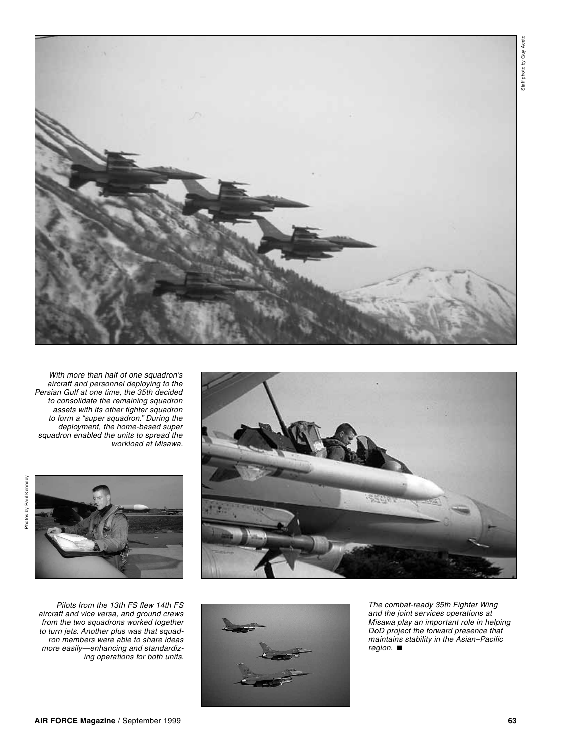*With more than half of one squadron's aircraft and personnel deploying to the Persian Gulf at one time, the 35th decided to consolidate the remaining squadron assets with its other fighter squadron to form a "super squadron." During the deployment, the home-based super squadron enabled the units to spread the workload at Misawa.*

*Pilots from the 13th FS flew 14th FS aircraft and vice versa, and ground crews from the two squadrons worked together to turn jets. Another plus was that squadron members were able to share ideas more easily—enhancing and standardizing operations for both units.*

*The combat-ready 35th Fighter Wing and the joint services operations at Misawa play an important role in helping DoD project the forward presence that maintains stability in the Asian–Pacific region.* ■

Staff photo by Guy Aceto

Photos by Paul Kennedy